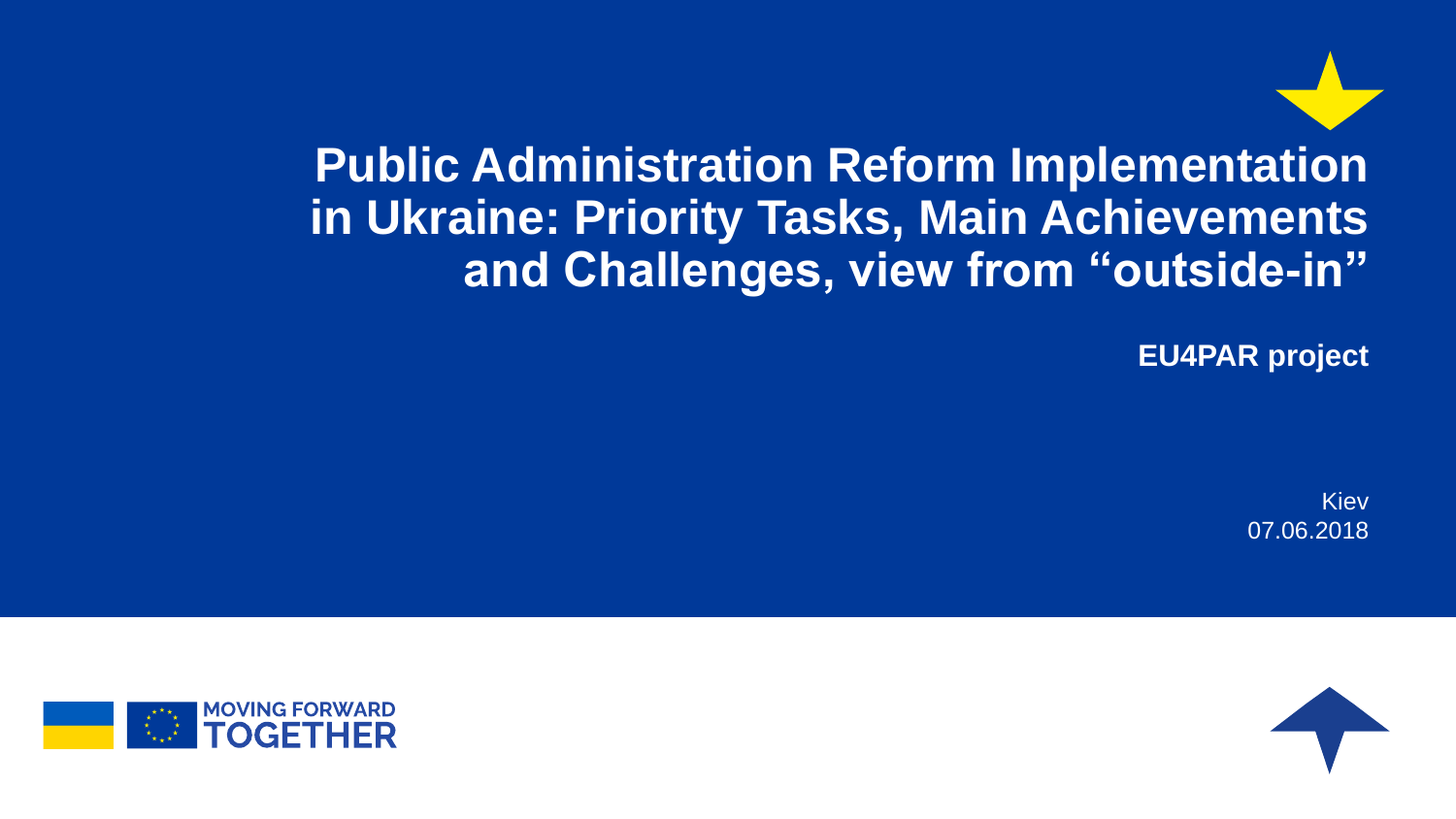# Public Administration Reform Implementation in Ukraine: Priority Tasks, Main Achievements and Challenges, view from "outside-in"

**EU4PAR project**

Kiev
07.06.2018

MOVING FORWARD
TOGETHER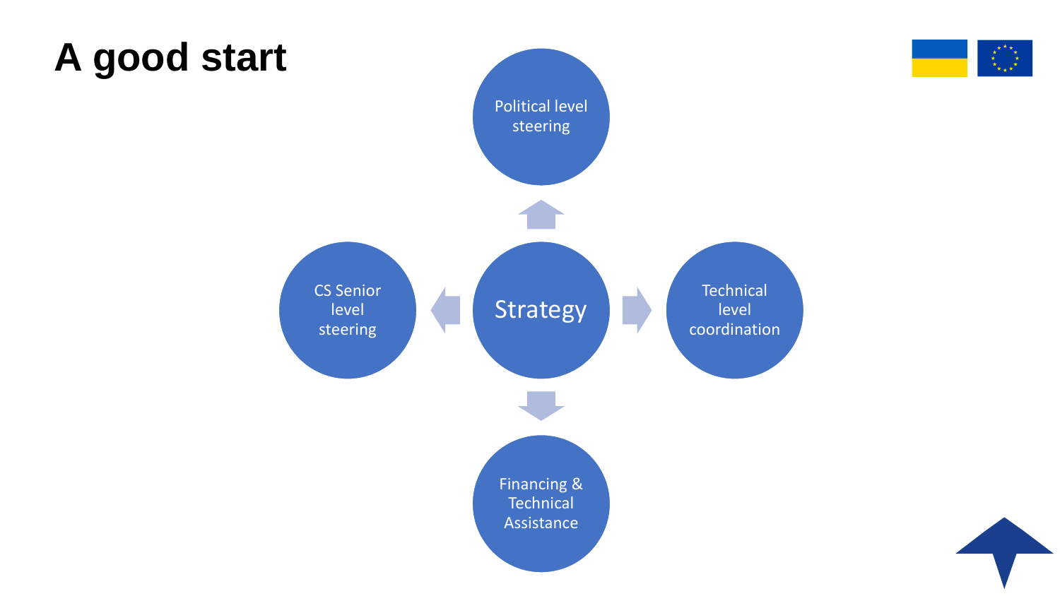# A good start

- Strategy
  - Political level steering
  - CS Senior level steering
  - Technical level coordination
  - Financing & Technical Assistance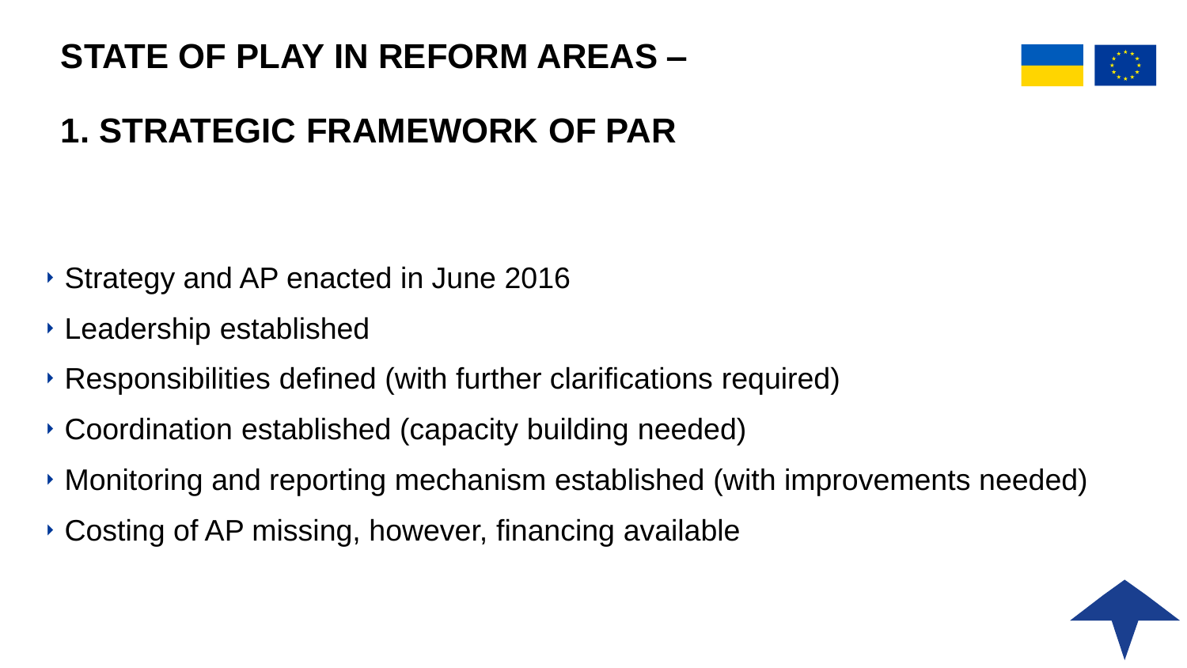# STATE OF PLAY IN REFORM AREAS –

# 1. STRATEGIC FRAMEWORK OF PAR

- Strategy and AP enacted in June 2016
- Leadership established
- Responsibilities defined (with further clarifications required)
- Coordination established (capacity building needed)
- Monitoring and reporting mechanism established (with improvements needed)
- Costing of AP missing, however, financing available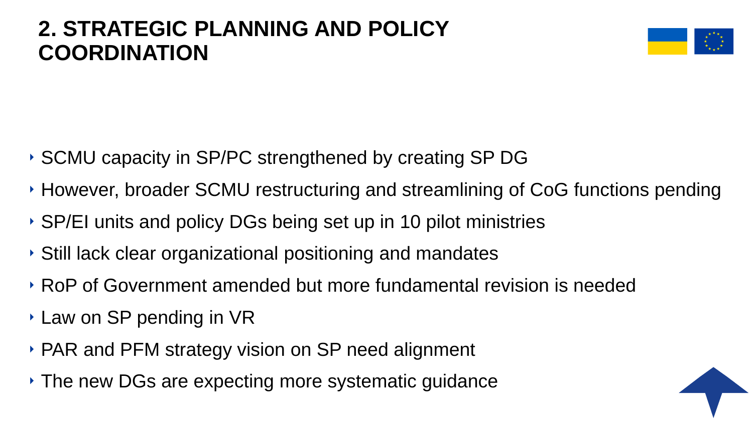# 2. STRATEGIC PLANNING AND POLICY COORDINATION

- SCMU capacity in SP/PC strengthened by creating SP DG
- However, broader SCMU restructuring and streamlining of CoG functions pending
- SP/EI units and policy DGs being set up in 10 pilot ministries
- Still lack clear organizational positioning and mandates
- RoP of Government amended but more fundamental revision is needed
- Law on SP pending in VR
- PAR and PFM strategy vision on SP need alignment
- The new DGs are expecting more systematic guidance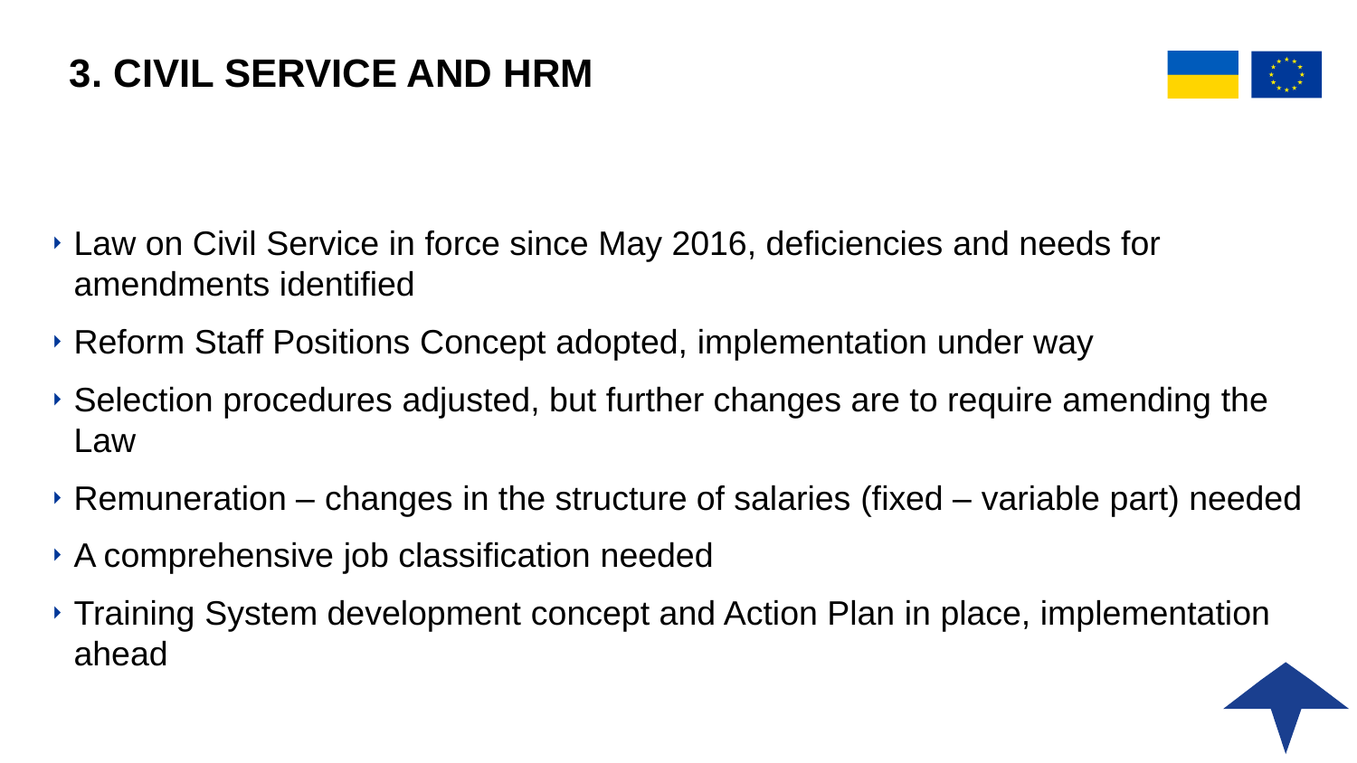# 3. CIVIL SERVICE AND HRM

- Law on Civil Service in force since May 2016, deficiencies and needs for amendments identified
- Reform Staff Positions Concept adopted, implementation under way
- Selection procedures adjusted, but further changes are to require amending the Law
- Remuneration – changes in the structure of salaries (fixed – variable part) needed
- A comprehensive job classification needed
- Training System development concept and Action Plan in place, implementation ahead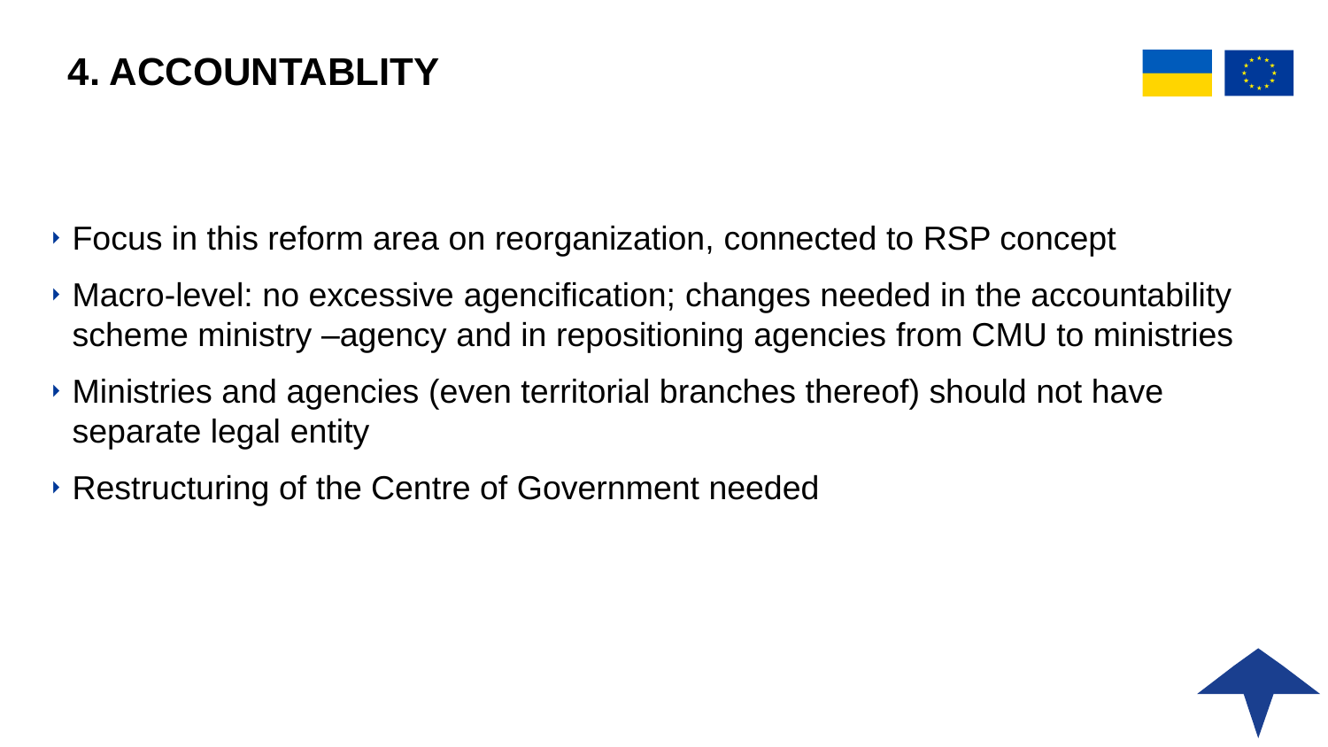# 4. ACCOUNTABLITY

- Focus in this reform area on reorganization, connected to RSP concept
- Macro-level: no excessive agencification; changes needed in the accountability scheme ministry –agency and in repositioning agencies from CMU to ministries
- Ministries and agencies (even territorial branches thereof) should not have separate legal entity
- Restructuring of the Centre of Government needed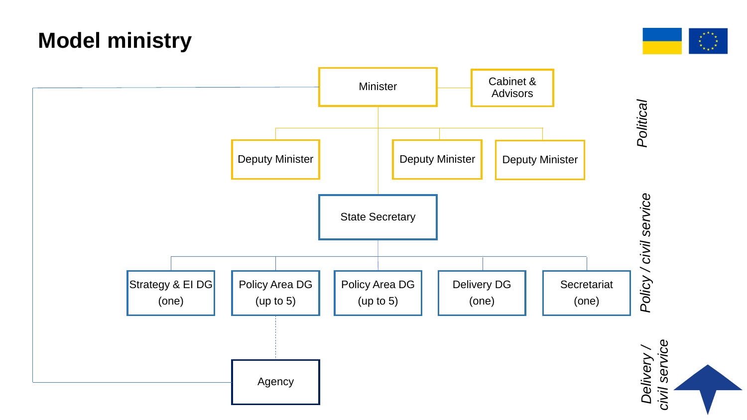# Model ministry

Minister

Cabinet & Advisors

Deputy Minister

Deputy Minister

Deputy Minister

State Secretary

Strategy & EI DG (one)

Policy Area DG (up to 5)

Policy Area DG (up to 5)

Delivery DG (one)

Secretariat (one)

Agency

*Political*

*Policy / civil service*

*Delivery / civil service*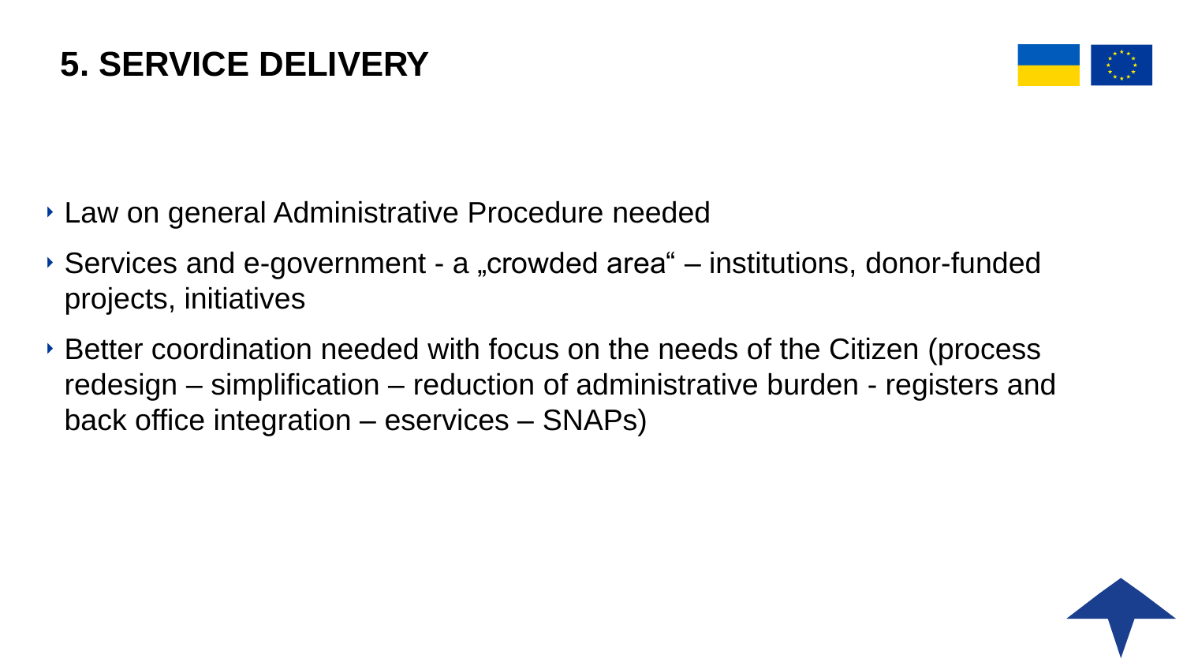# 5. SERVICE DELIVERY

- Law on general Administrative Procedure needed
- Services and e-government - a „crowded area“ – institutions, donor-funded projects, initiatives
- Better coordination needed with focus on the needs of the Citizen (process redesign – simplification – reduction of administrative burden - registers and back office integration – eservices – SNAPs)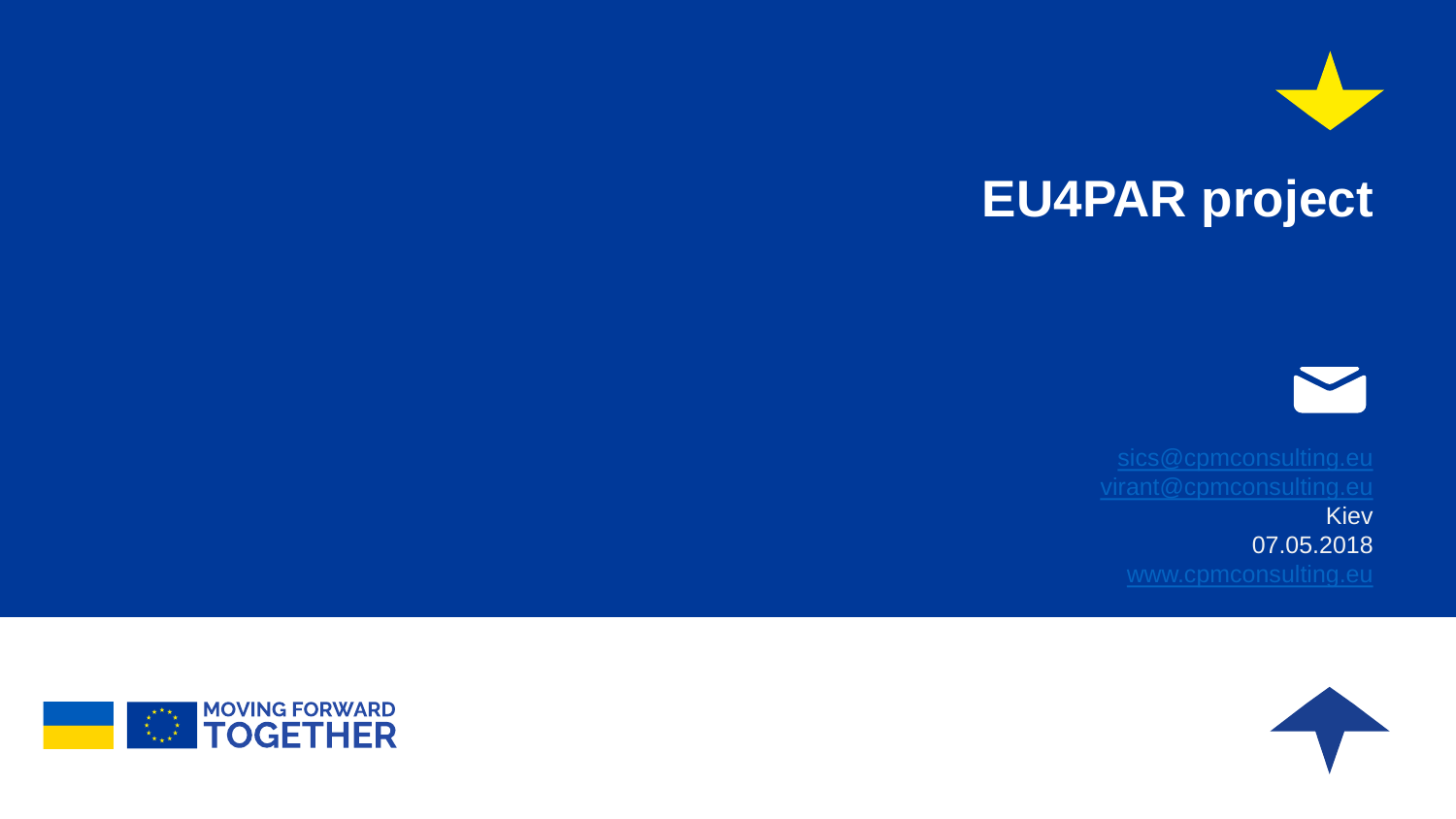# EU4PAR project

sics@cpmconsulting.eu
virant@cpmconsulting.eu
Kiev
07.05.2018
www.cpmconsulting.eu

MOVING FORWARD TOGETHER